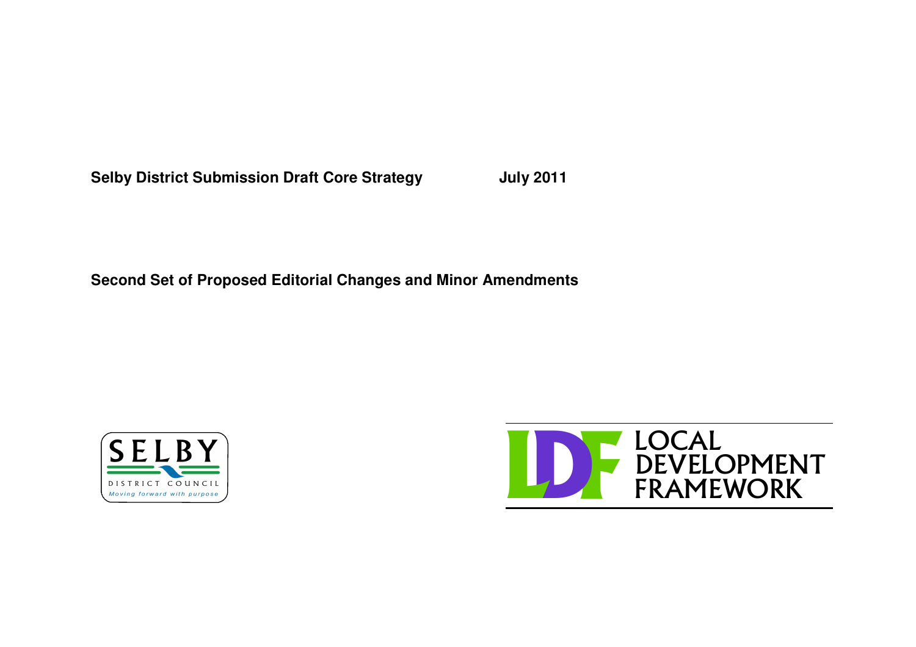**Selby District Submission Draft Core Strategy July 2011**

**Second Set of Proposed Editorial Changes and Minor Amendments**

SELBY
DISTRICT COUNCIL
*Moving forward with purpose*

LDF LOCAL DEVELOPMENT FRAMEWORK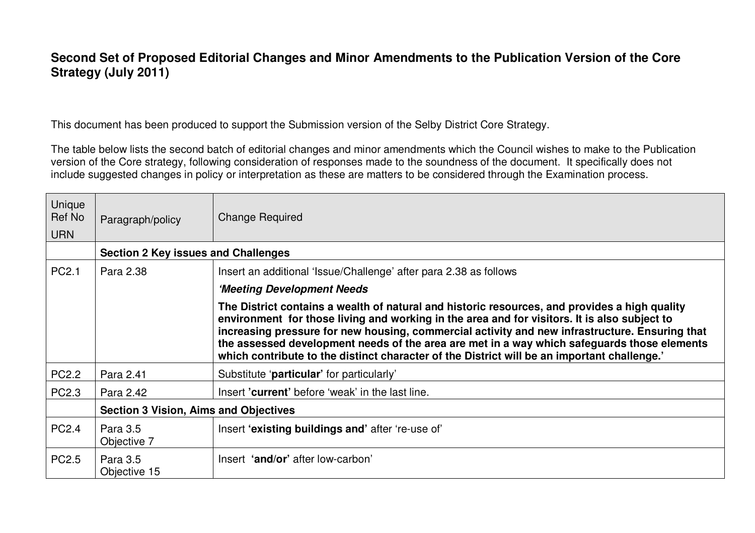# Second Set of Proposed Editorial Changes and Minor Amendments to the Publication Version of the Core Strategy (July 2011)

This document has been produced to support the Submission version of the Selby District Core Strategy.

The table below lists the second batch of editorial changes and minor amendments which the Council wishes to make to the Publication version of the Core strategy, following consideration of responses made to the soundness of the document. It specifically does not include suggested changes in policy or interpretation as these are matters to be considered through the Examination process.

| Unique Ref No URN | Paragraph/policy | Change Required |
|---|---|---|
| | **Section 2 Key issues and Challenges** | |
| PC2.1 | Para 2.38 | Insert an additional 'Issue/Challenge' after para 2.38 as follows<br>***'Meeting Development Needs***<br>**The District contains a wealth of natural and historic resources, and provides a high quality environment for those living and working in the area and for visitors. It is also subject to increasing pressure for new housing, commercial activity and new infrastructure. Ensuring that the assessed development needs of the area are met in a way which safeguards those elements which contribute to the distinct character of the District will be an important challenge.'** |
| PC2.2 | Para 2.41 | Substitute '**particular**' for particularly' |
| PC2.3 | Para 2.42 | Insert **'current'** before 'weak' in the last line. |
| | **Section 3 Vision, Aims and Objectives** | |
| PC2.4 | Para 3.5 Objective 7 | Insert **'existing buildings and'** after 're-use of' |
| PC2.5 | Para 3.5 Objective 15 | Insert **'and/or'** after low-carbon' |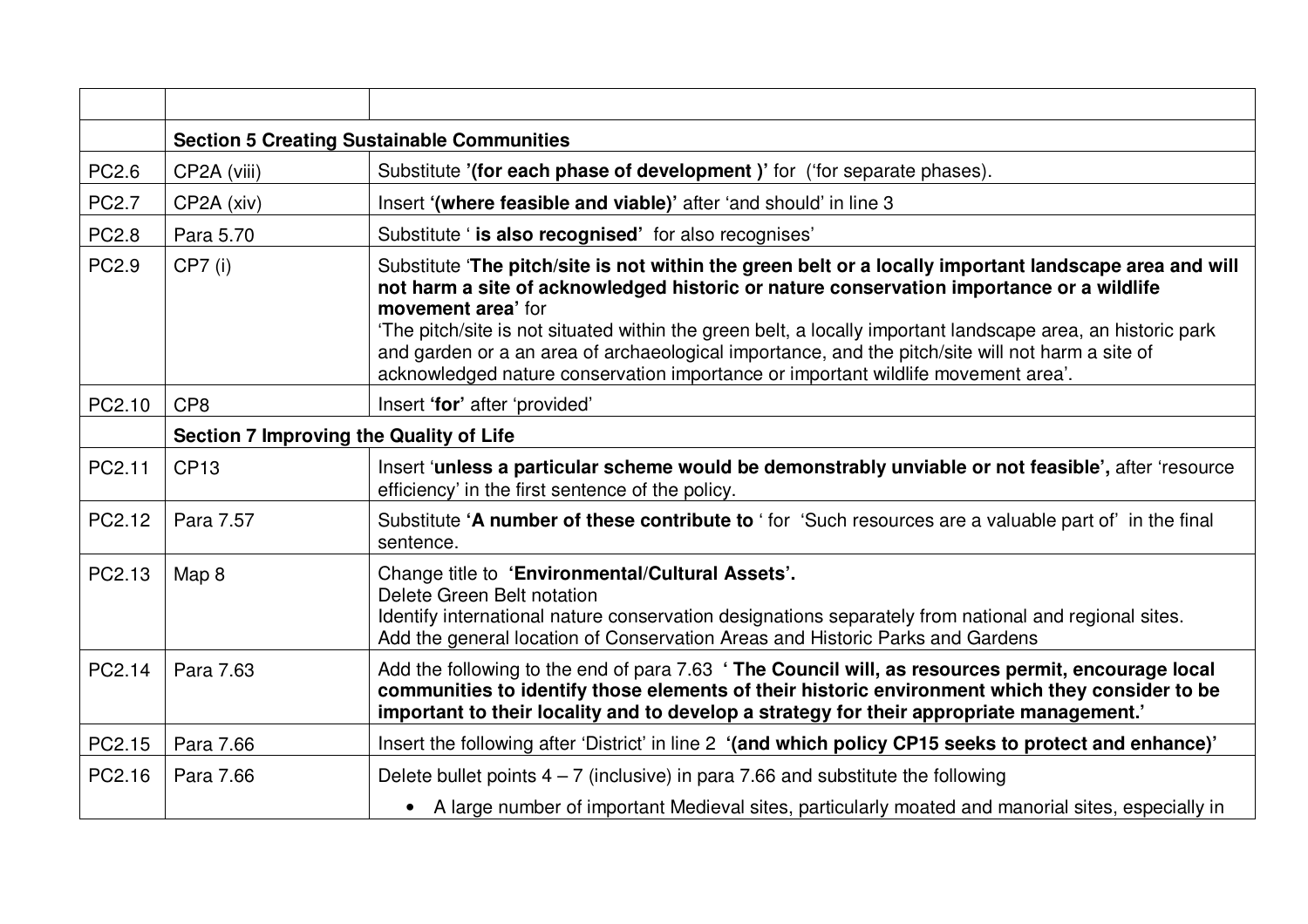| | | |
|---|---|---|
| | **Section 5 Creating Sustainable Communities** | |
| PC2.6 | CP2A (viii) | Substitute **'(for each phase of development )'** for ('for separate phases). |
| PC2.7 | CP2A (xiv) | Insert **'(where feasible and viable)'** after 'and should' in line 3 |
| PC2.8 | Para 5.70 | Substitute ' **is also recognised'** for also recognises' |
| PC2.9 | CP7 (i) | Substitute '**The pitch/site is not within the green belt or a locally important landscape area and will not harm a site of acknowledged historic or nature conservation importance or a wildlife movement area'** for<br>'The pitch/site is not situated within the green belt, a locally important landscape area, an historic park and garden or a an area of archaeological importance, and the pitch/site will not harm a site of acknowledged nature conservation importance or important wildlife movement area'. |
| PC2.10 | CP8 | Insert **'for'** after 'provided' |
| | **Section 7 Improving the Quality of Life** | |
| PC2.11 | CP13 | Insert '**unless a particular scheme would be demonstrably unviable or not feasible',** after 'resource efficiency' in the first sentence of the policy. |
| PC2.12 | Para 7.57 | Substitute **'A number of these contribute to** ' for 'Such resources are a valuable part of' in the final sentence. |
| PC2.13 | Map 8 | Change title to **'Environmental/Cultural Assets'.**<br>Delete Green Belt notation<br>Identify international nature conservation designations separately from national and regional sites.<br>Add the general location of Conservation Areas and Historic Parks and Gardens |
| PC2.14 | Para 7.63 | Add the following to the end of para 7.63 **' The Council will, as resources permit, encourage local communities to identify those elements of their historic environment which they consider to be important to their locality and to develop a strategy for their appropriate management.'** |
| PC2.15 | Para 7.66 | Insert the following after 'District' in line 2 **'(and which policy CP15 seeks to protect and enhance)'** |
| PC2.16 | Para 7.66 | Delete bullet points 4 – 7 (inclusive) in para 7.66 and substitute the following<br>• A large number of important Medieval sites, particularly moated and manorial sites, especially in |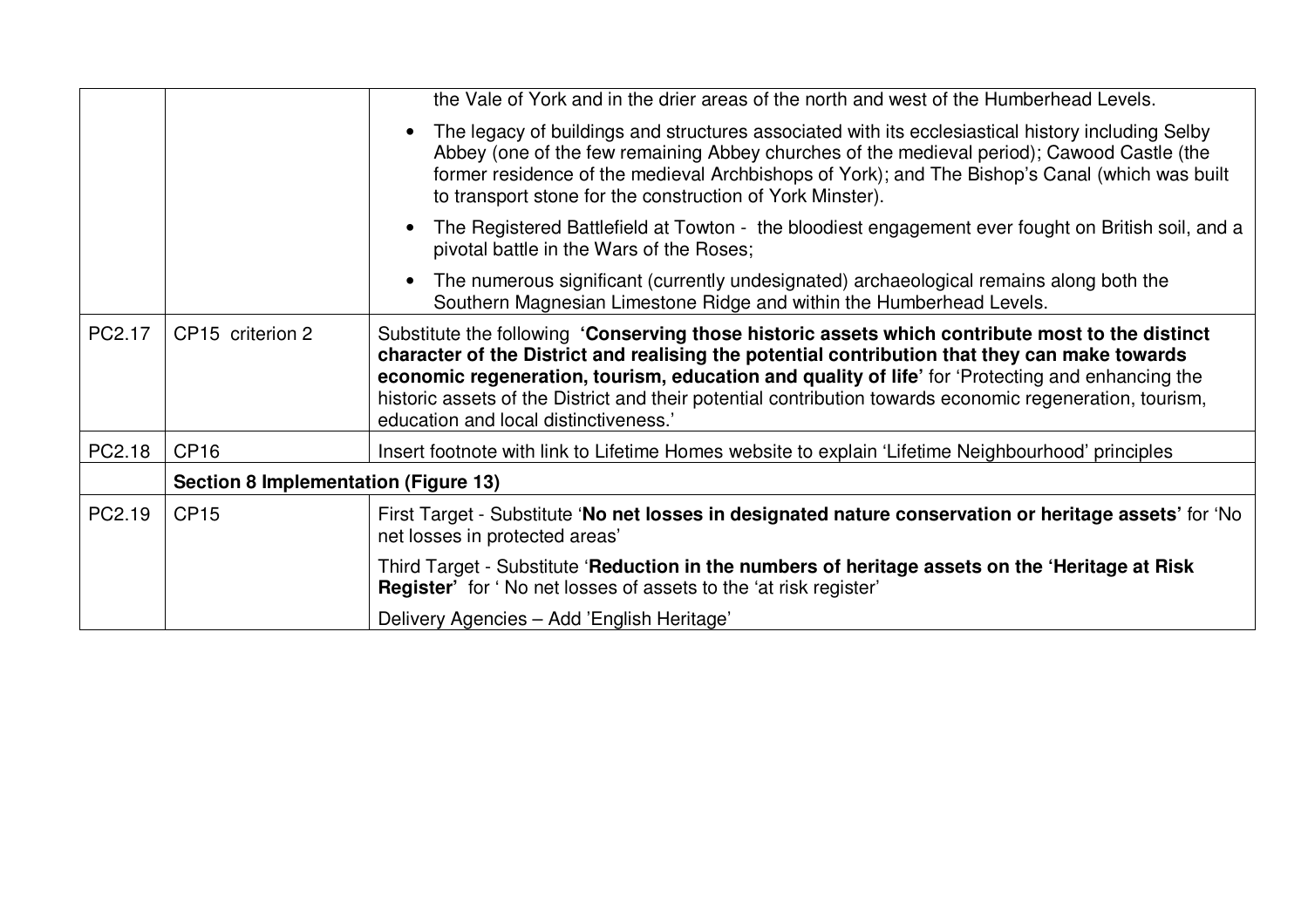| | | |
|---|---|---|
| | | the Vale of York and in the drier areas of the north and west of the Humberhead Levels.<br><br>• The legacy of buildings and structures associated with its ecclesiastical history including Selby Abbey (one of the few remaining Abbey churches of the medieval period); Cawood Castle (the former residence of the medieval Archbishops of York); and The Bishop's Canal (which was built to transport stone for the construction of York Minster).<br><br>• The Registered Battlefield at Towton - the bloodiest engagement ever fought on British soil, and a pivotal battle in the Wars of the Roses;<br><br>• The numerous significant (currently undesignated) archaeological remains along both the Southern Magnesian Limestone Ridge and within the Humberhead Levels. |
| PC2.17 | CP15 criterion 2 | Substitute the following **'Conserving those historic assets which contribute most to the distinct character of the District and realising the potential contribution that they can make towards economic regeneration, tourism, education and quality of life'** for 'Protecting and enhancing the historic assets of the District and their potential contribution towards economic regeneration, tourism, education and local distinctiveness.' |
| PC2.18 | CP16 | Insert footnote with link to Lifetime Homes website to explain 'Lifetime Neighbourhood' principles |
| | **Section 8 Implementation (Figure 13)** | |
| PC2.19 | CP15 | First Target - Substitute '**No net losses in designated nature conservation or heritage assets'** for 'No net losses in protected areas'<br><br>Third Target - Substitute '**Reduction in the numbers of heritage assets on the 'Heritage at Risk Register'** for ' No net losses of assets to the 'at risk register'<br><br>Delivery Agencies – Add 'English Heritage' |